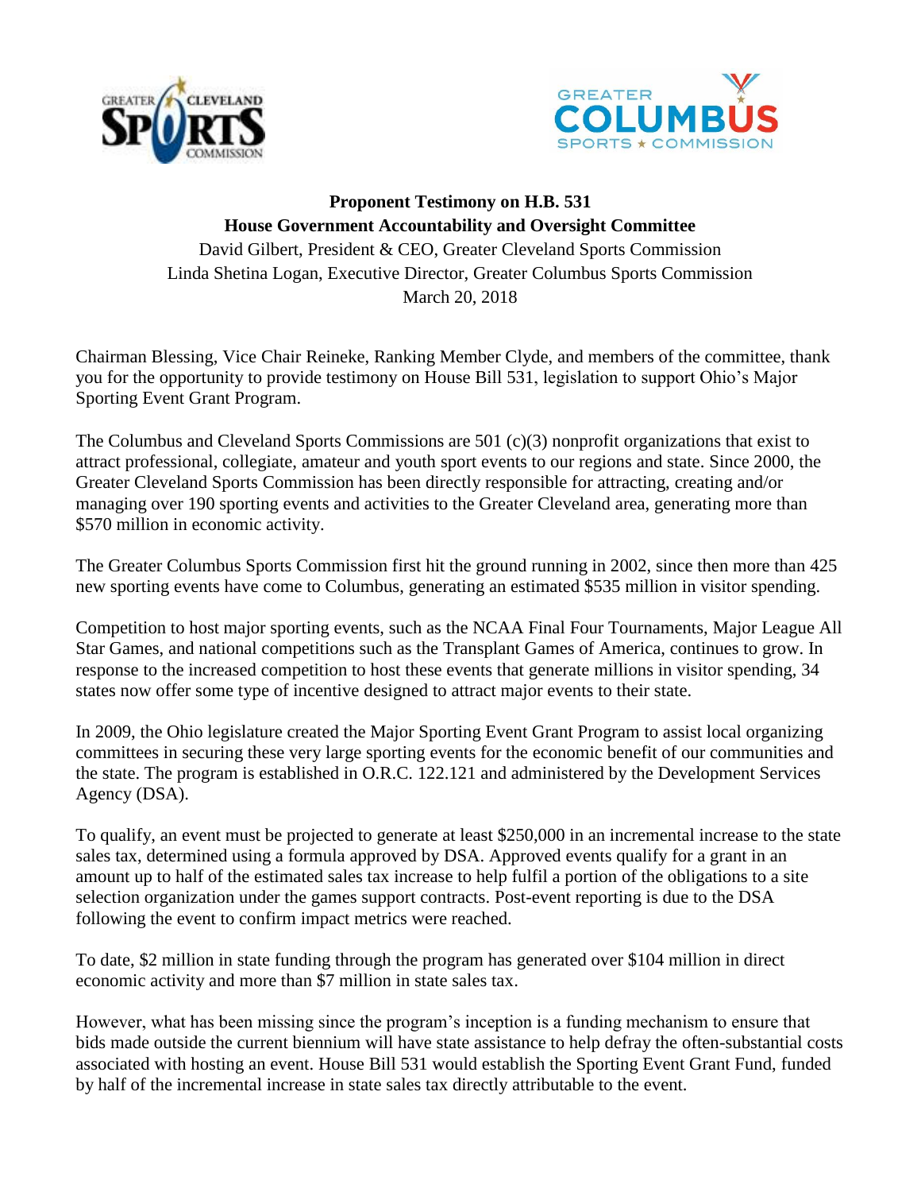**Proponent Testimony on H.B. 531**

**House Government Accountability and Oversight Committee**

David Gilbert, President & CEO, Greater Cleveland Sports Commission

Linda Shetina Logan, Executive Director, Greater Columbus Sports Commission

March 20, 2018

Chairman Blessing, Vice Chair Reineke, Ranking Member Clyde, and members of the committee, thank you for the opportunity to provide testimony on House Bill 531, legislation to support Ohio's Major Sporting Event Grant Program.

The Columbus and Cleveland Sports Commissions are 501 (c)(3) nonprofit organizations that exist to attract professional, collegiate, amateur and youth sport events to our regions and state. Since 2000, the Greater Cleveland Sports Commission has been directly responsible for attracting, creating and/or managing over 190 sporting events and activities to the Greater Cleveland area, generating more than $570 million in economic activity.

The Greater Columbus Sports Commission first hit the ground running in 2002, since then more than 425 new sporting events have come to Columbus, generating an estimated $535 million in visitor spending.

Competition to host major sporting events, such as the NCAA Final Four Tournaments, Major League All Star Games, and national competitions such as the Transplant Games of America, continues to grow. In response to the increased competition to host these events that generate millions in visitor spending, 34 states now offer some type of incentive designed to attract major events to their state.

In 2009, the Ohio legislature created the Major Sporting Event Grant Program to assist local organizing committees in securing these very large sporting events for the economic benefit of our communities and the state. The program is established in O.R.C. 122.121 and administered by the Development Services Agency (DSA).

To qualify, an event must be projected to generate at least $250,000 in an incremental increase to the state sales tax, determined using a formula approved by DSA. Approved events qualify for a grant in an amount up to half of the estimated sales tax increase to help fulfil a portion of the obligations to a site selection organization under the games support contracts. Post-event reporting is due to the DSA following the event to confirm impact metrics were reached.

To date, $2 million in state funding through the program has generated over $104 million in direct economic activity and more than $7 million in state sales tax.

However, what has been missing since the program's inception is a funding mechanism to ensure that bids made outside the current biennium will have state assistance to help defray the often-substantial costs associated with hosting an event. House Bill 531 would establish the Sporting Event Grant Fund, funded by half of the incremental increase in state sales tax directly attributable to the event.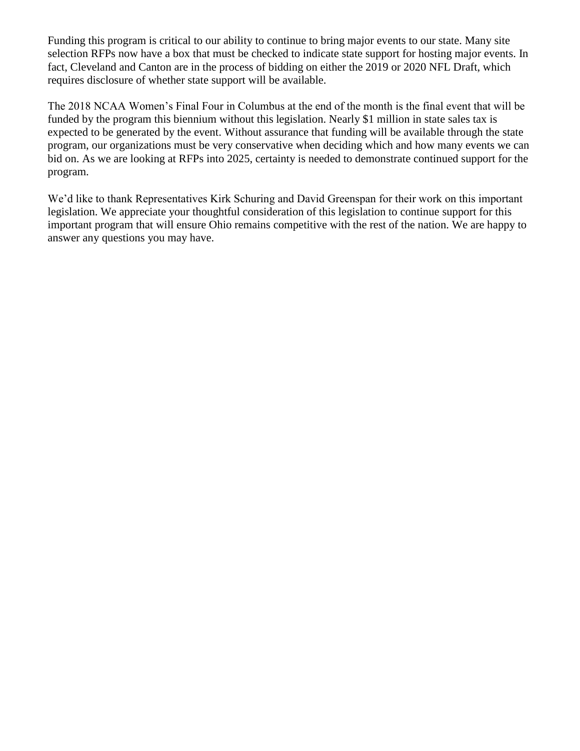Funding this program is critical to our ability to continue to bring major events to our state. Many site selection RFPs now have a box that must be checked to indicate state support for hosting major events. In fact, Cleveland and Canton are in the process of bidding on either the 2019 or 2020 NFL Draft, which requires disclosure of whether state support will be available.

The 2018 NCAA Women's Final Four in Columbus at the end of the month is the final event that will be funded by the program this biennium without this legislation. Nearly $1 million in state sales tax is expected to be generated by the event. Without assurance that funding will be available through the state program, our organizations must be very conservative when deciding which and how many events we can bid on. As we are looking at RFPs into 2025, certainty is needed to demonstrate continued support for the program.

We'd like to thank Representatives Kirk Schuring and David Greenspan for their work on this important legislation. We appreciate your thoughtful consideration of this legislation to continue support for this important program that will ensure Ohio remains competitive with the rest of the nation. We are happy to answer any questions you may have.